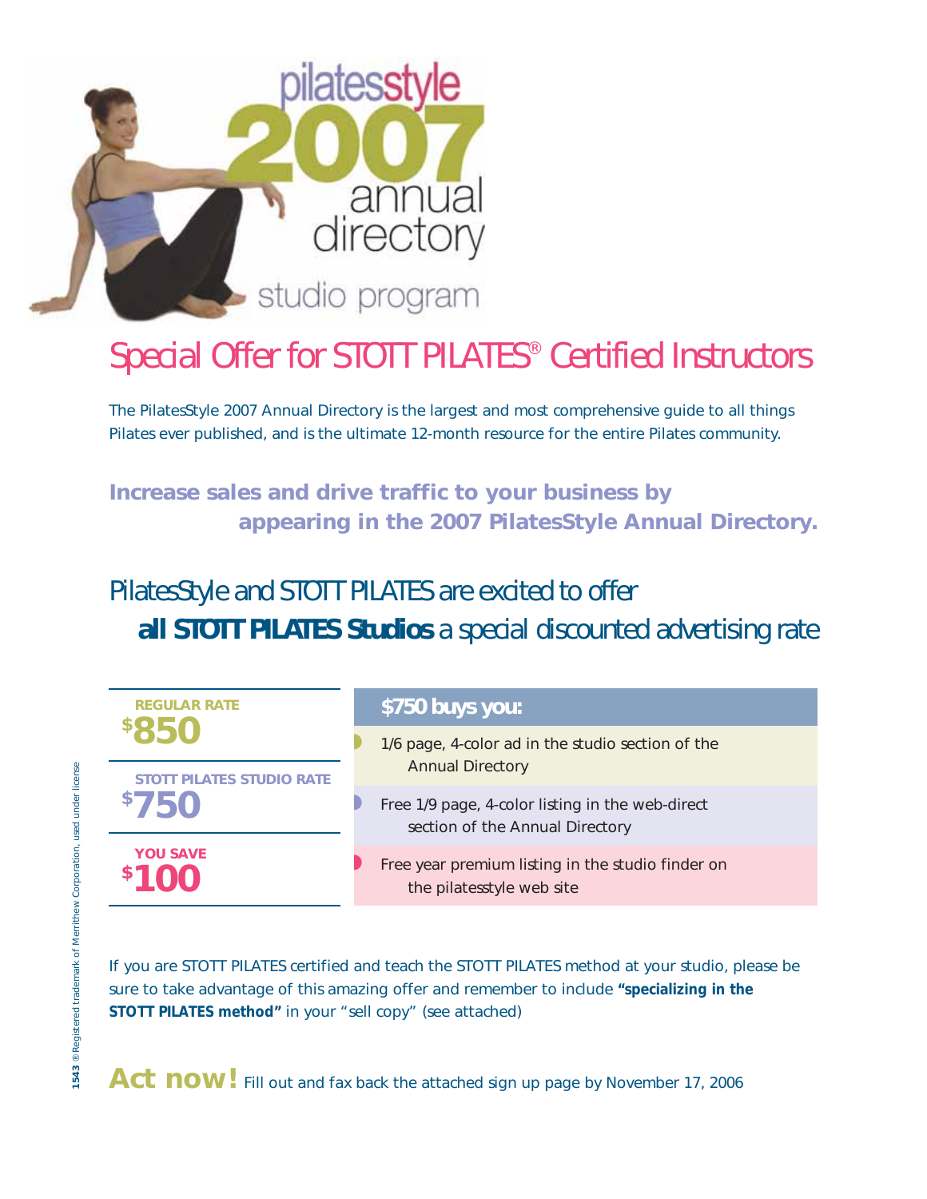# pilatesstyle 2007 annual directory

studio program

## Special Offer for STOTT PILATES® Certified Instructors

The PilatesStyle 2007 Annual Directory is the largest and most comprehensive guide to all things Pilates ever published, and is the ultimate 12-month resource for the entire Pilates community.

**Increase sales and drive traffic to your business by appearing in the 2007 PilatesStyle Annual Directory.**

## PilatesStyle and STOTT PILATES are excited to offer **all STOTT PILATES Studios** a special discounted advertising rate

**REGULAR RATE**
$850

**STOTT PILATES STUDIO RATE**
$750

**YOU SAVE**
$100

**$750 buys you:**

- 1/6 page, 4-color ad in the studio section of the Annual Directory
- Free 1/9 page, 4-color listing in the web-direct section of the Annual Directory
- Free year premium listing in the studio finder on the pilatesstyle web site

If you are STOTT PILATES certified and teach the STOTT PILATES method at your studio, please be sure to take advantage of this amazing offer and remember to include **"specializing in the STOTT PILATES method"** in your "sell copy" (see attached)

**Act now!** Fill out and fax back the attached sign up page by November 17, 2006

**1543** ® Registered trademark of Merrithew Corporation, used under license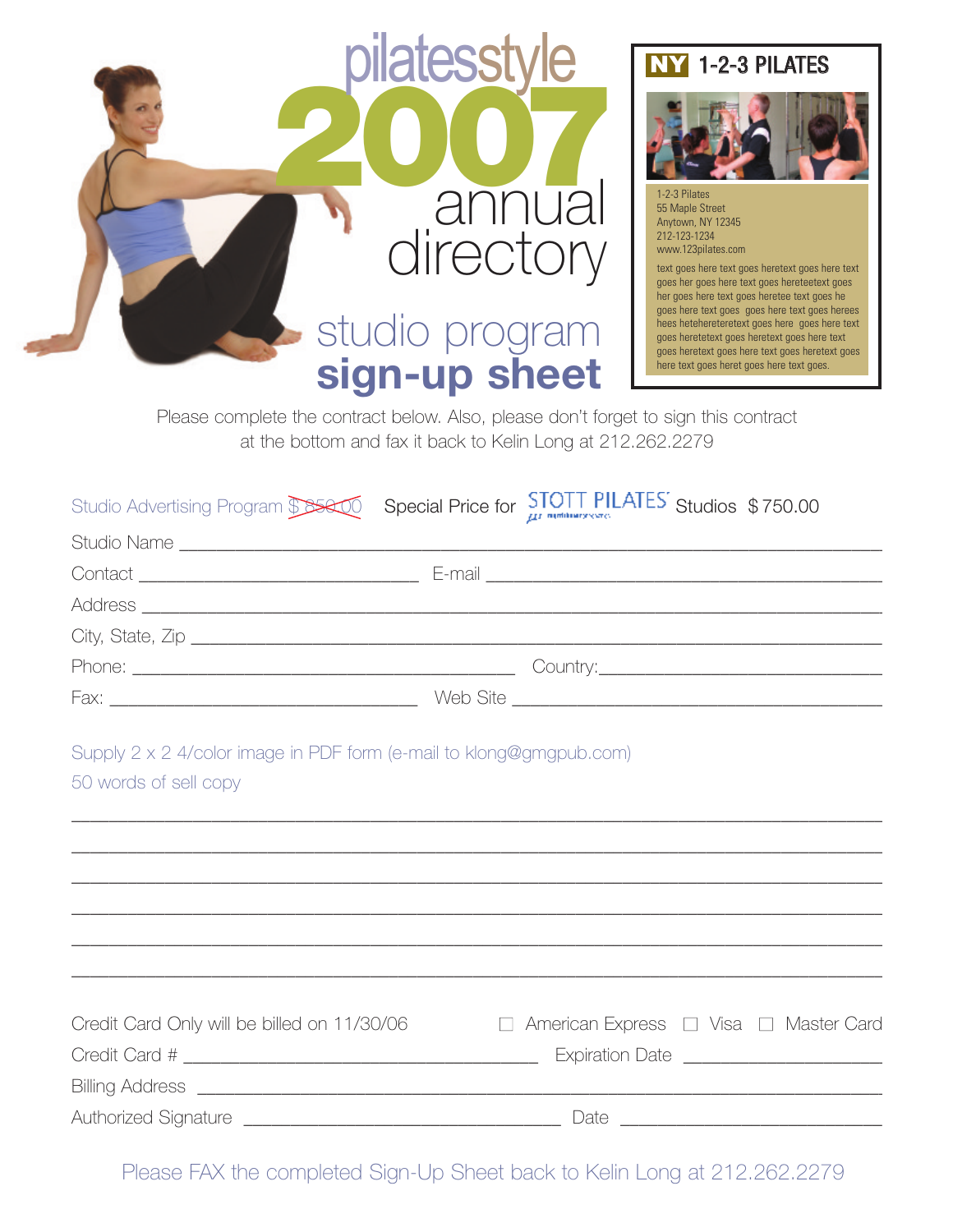# pilatesstyle 2007 annual directory

## studio program **sign-up sheet**

**NY** 1-2-3 PILATES

1-2-3 Pilates
55 Maple Street
Anytown, NY 12345
212-123-1234
www.123pilates.com

text goes here text goes heretext goes here text goes her goes here text goes hereteetext goes her goes here text goes heretee text goes he goes here text goes goes here text goes herees hees hetehereteretext goes here goes here text goes heretetext goes heretext goes here text goes heretext goes here text goes heretext goes here text goes heret goes here text goes.

Please complete the contract below. Also, please don't forget to sign this contract at the bottom and fax it back to Kelin Long at 212.262.2279

Studio Advertising Program ~~$ 850.00~~ Special Price for STOTT PILATES Studios $ 750.00

Studio Name ______________________________________________

Contact ____________________ E-mail ____________________

Address ______________________________________________

City, State, Zip ______________________________________________

Phone: ____________________ Country: ____________________

Fax: ____________________ Web Site ____________________

Supply 2 x 2 4/color image in PDF form (e-mail to klong@gmgpub.com)

50 words of sell copy

______________________________________________

______________________________________________

______________________________________________

______________________________________________

______________________________________________

______________________________________________

Credit Card Only will be billed on 11/30/06 ☐ American Express ☐ Visa ☐ Master Card

Credit Card # ____________________ Expiration Date ____________________

Billing Address ______________________________________________

Authorized Signature ____________________ Date ____________________

Please FAX the completed Sign-Up Sheet back to Kelin Long at 212.262.2279